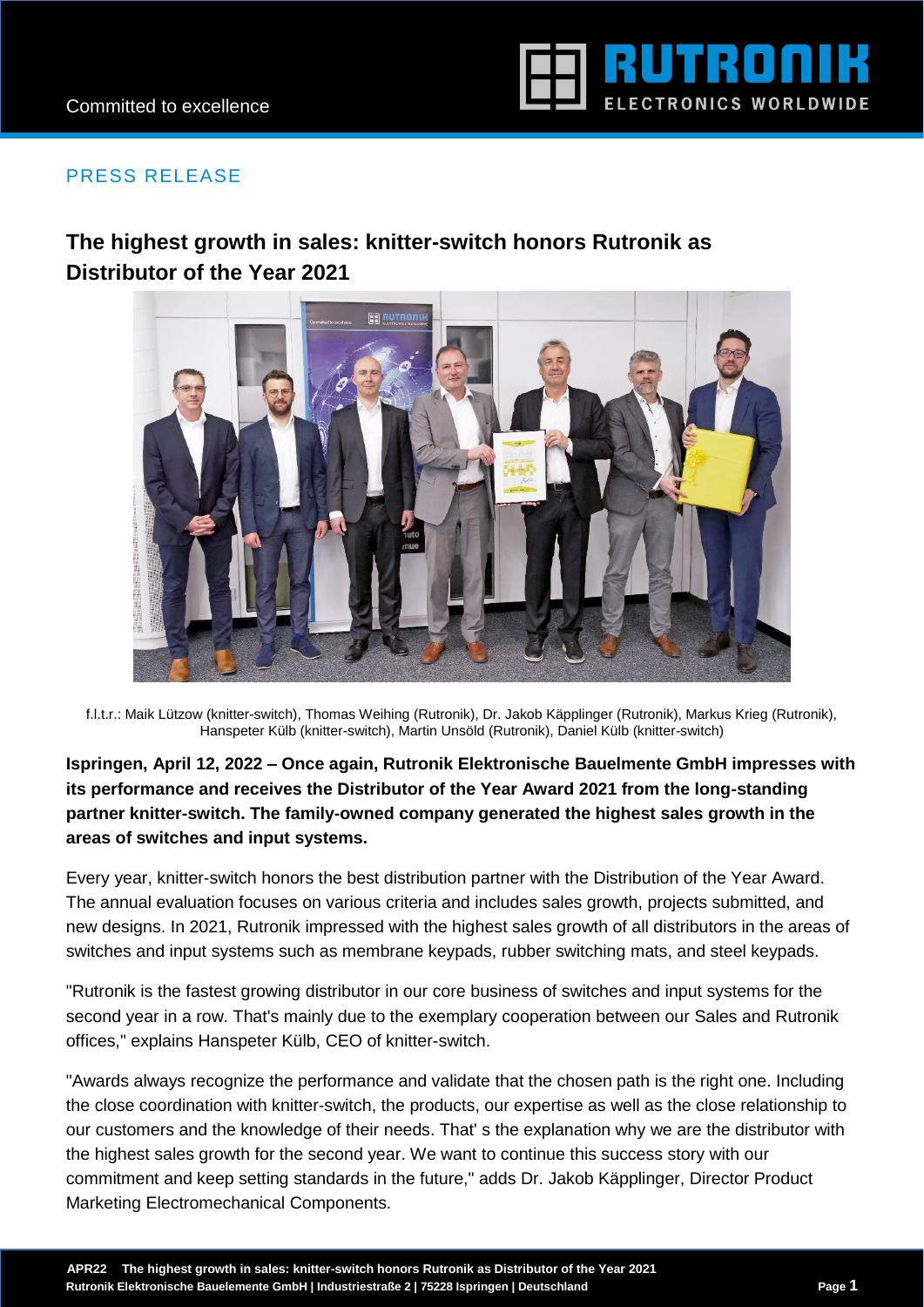PRESS RELEASE

## The highest growth in sales: knitter-switch honors Rutronik as Distributor of the Year 2021

f.l.t.r.: Maik Lützow (knitter-switch), Thomas Weihing (Rutronik), Dr. Jakob Käpplinger (Rutronik), Markus Krieg (Rutronik), Hanspeter Külb (knitter-switch), Martin Unsöld (Rutronik), Daniel Külb (knitter-switch)

**Ispringen, April 12, 2022 – Once again, Rutronik Elektronische Bauelmente GmbH impresses with its performance and receives the Distributor of the Year Award 2021 from the long-standing partner knitter-switch. The family-owned company generated the highest sales growth in the areas of switches and input systems.**

Every year, knitter-switch honors the best distribution partner with the Distribution of the Year Award. The annual evaluation focuses on various criteria and includes sales growth, projects submitted, and new designs. In 2021, Rutronik impressed with the highest sales growth of all distributors in the areas of switches and input systems such as membrane keypads, rubber switching mats, and steel keypads.

"Rutronik is the fastest growing distributor in our core business of switches and input systems for the second year in a row. That's mainly due to the exemplary cooperation between our Sales and Rutronik offices," explains Hanspeter Külb, CEO of knitter-switch.

"Awards always recognize the performance and validate that the chosen path is the right one. Including the close coordination with knitter-switch, the products, our expertise as well as the close relationship to our customers and the knowledge of their needs. That' s the explanation why we are the distributor with the highest sales growth for the second year. We want to continue this success story with our commitment and keep setting standards in the future," adds Dr. Jakob Käpplinger, Director Product Marketing Electromechanical Components.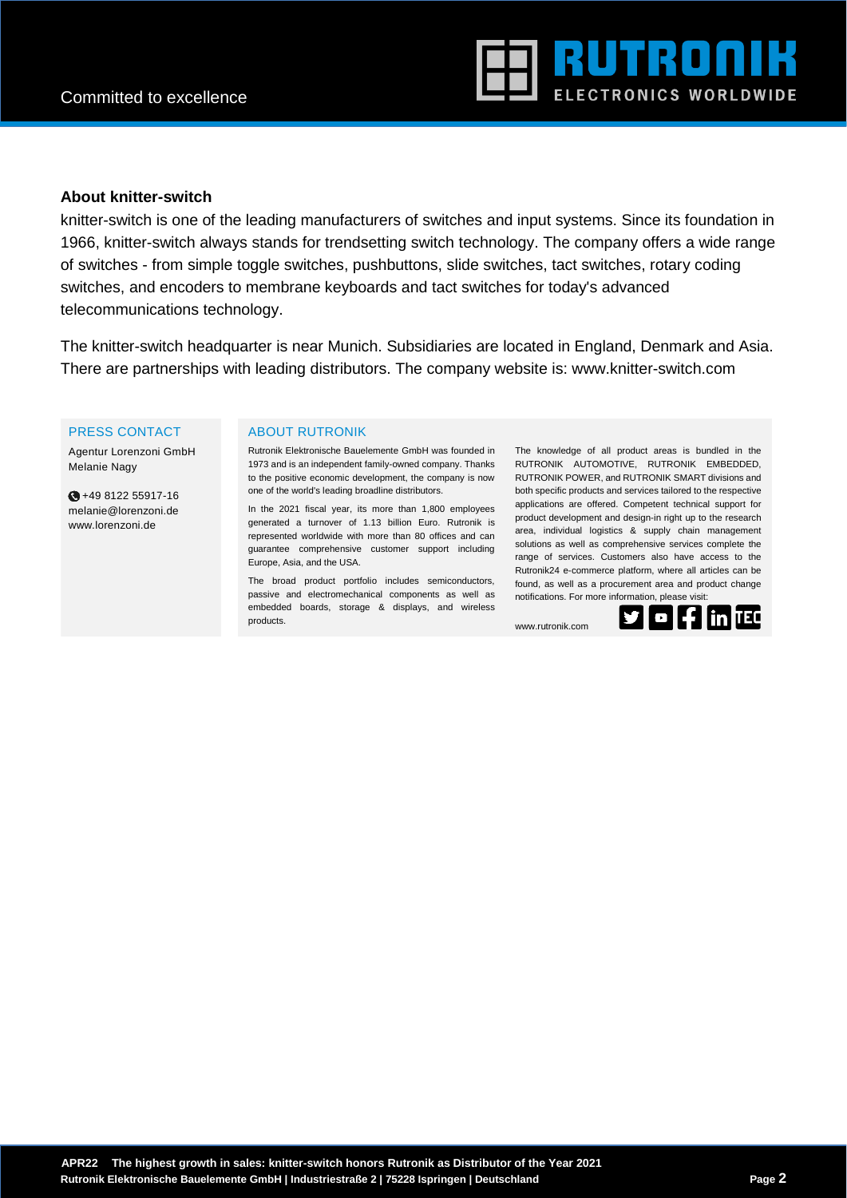## About knitter-switch

knitter-switch is one of the leading manufacturers of switches and input systems. Since its foundation in 1966, knitter-switch always stands for trendsetting switch technology. The company offers a wide range of switches - from simple toggle switches, pushbuttons, slide switches, tact switches, rotary coding switches, and encoders to membrane keyboards and tact switches for today's advanced telecommunications technology.

The knitter-switch headquarter is near Munich. Subsidiaries are located in England, Denmark and Asia. There are partnerships with leading distributors. The company website is: www.knitter-switch.com

### PRESS CONTACT

Agentur Lorenzoni GmbH
Melanie Nagy

+49 8122 55917-16
melanie@lorenzoni.de
www.lorenzoni.de

### ABOUT RUTRONIK

Rutronik Elektronische Bauelemente GmbH was founded in 1973 and is an independent family-owned company. Thanks to the positive economic development, the company is now one of the world's leading broadline distributors.

In the 2021 fiscal year, its more than 1,800 employees generated a turnover of 1.13 billion Euro. Rutronik is represented worldwide with more than 80 offices and can guarantee comprehensive customer support including Europe, Asia, and the USA.

The broad product portfolio includes semiconductors, passive and electromechanical components as well as embedded boards, storage & displays, and wireless products.

The knowledge of all product areas is bundled in the RUTRONIK AUTOMOTIVE, RUTRONIK EMBEDDED, RUTRONIK POWER, and RUTRONIK SMART divisions and both specific products and services tailored to the respective applications are offered. Competent technical support for product development and design-in right up to the research area, individual logistics & supply chain management solutions as well as comprehensive services complete the range of services. Customers also have access to the Rutronik24 e-commerce platform, where all articles can be found, as well as a procurement area and product change notifications. For more information, please visit:

www.rutronik.com